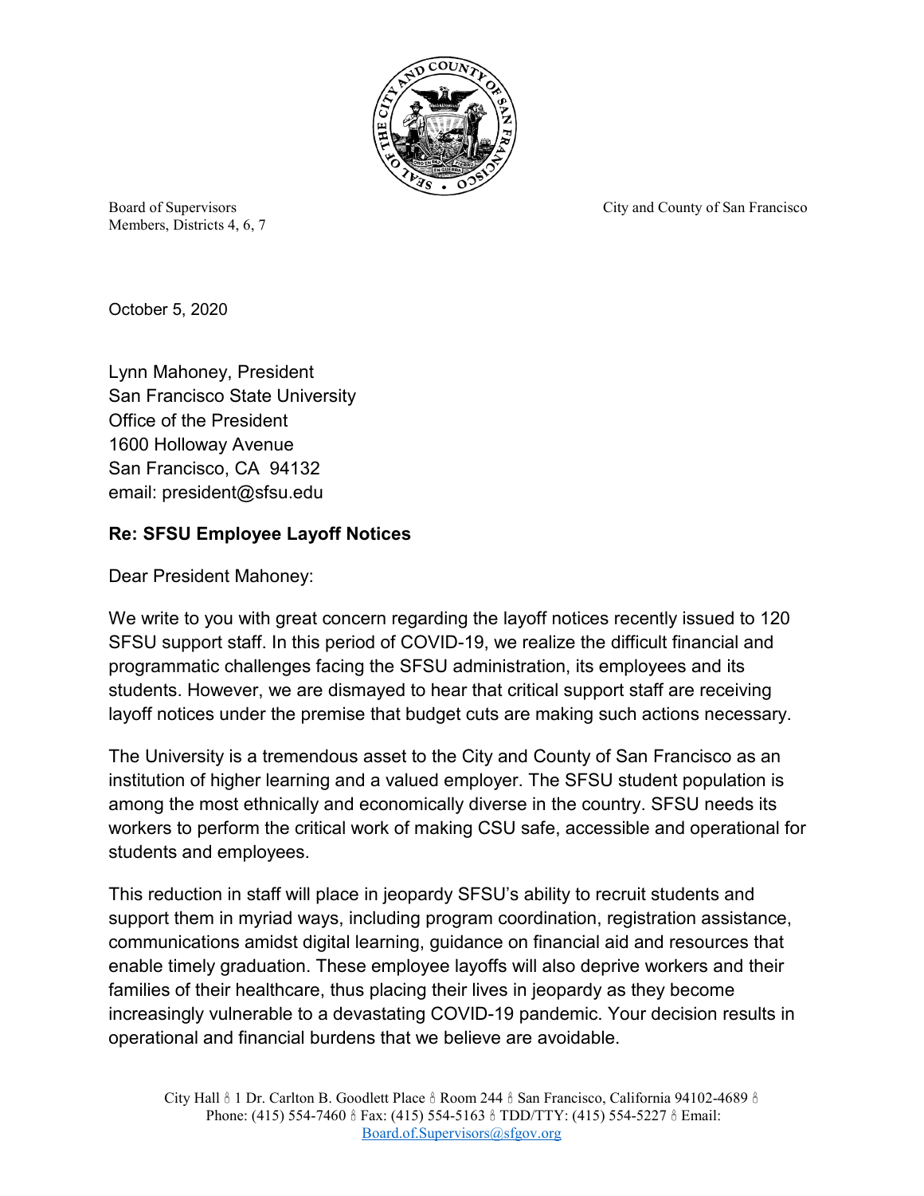Board of Supervisors
Members, Districts 4, 6, 7

City and County of San Francisco

October 5, 2020

Lynn Mahoney, President
San Francisco State University
Office of the President
1600 Holloway Avenue
San Francisco, CA 94132
email: president@sfsu.edu

**Re: SFSU Employee Layoff Notices**

Dear President Mahoney:

We write to you with great concern regarding the layoff notices recently issued to 120 SFSU support staff. In this period of COVID-19, we realize the difficult financial and programmatic challenges facing the SFSU administration, its employees and its students. However, we are dismayed to hear that critical support staff are receiving layoff notices under the premise that budget cuts are making such actions necessary.

The University is a tremendous asset to the City and County of San Francisco as an institution of higher learning and a valued employer. The SFSU student population is among the most ethnically and economically diverse in the country. SFSU needs its workers to perform the critical work of making CSU safe, accessible and operational for students and employees.

This reduction in staff will place in jeopardy SFSU's ability to recruit students and support them in myriad ways, including program coordination, registration assistance, communications amidst digital learning, guidance on financial aid and resources that enable timely graduation. These employee layoffs will also deprive workers and their families of their healthcare, thus placing their lives in jeopardy as they become increasingly vulnerable to a devastating COVID-19 pandemic. Your decision results in operational and financial burdens that we believe are avoidable.

City Hall • 1 Dr. Carlton B. Goodlett Place • Room 244 • San Francisco, California 94102-4689 • Phone: (415) 554-7460 • Fax: (415) 554-5163 • TDD/TTY: (415) 554-5227 • Email: Board.of.Supervisors@sfgov.org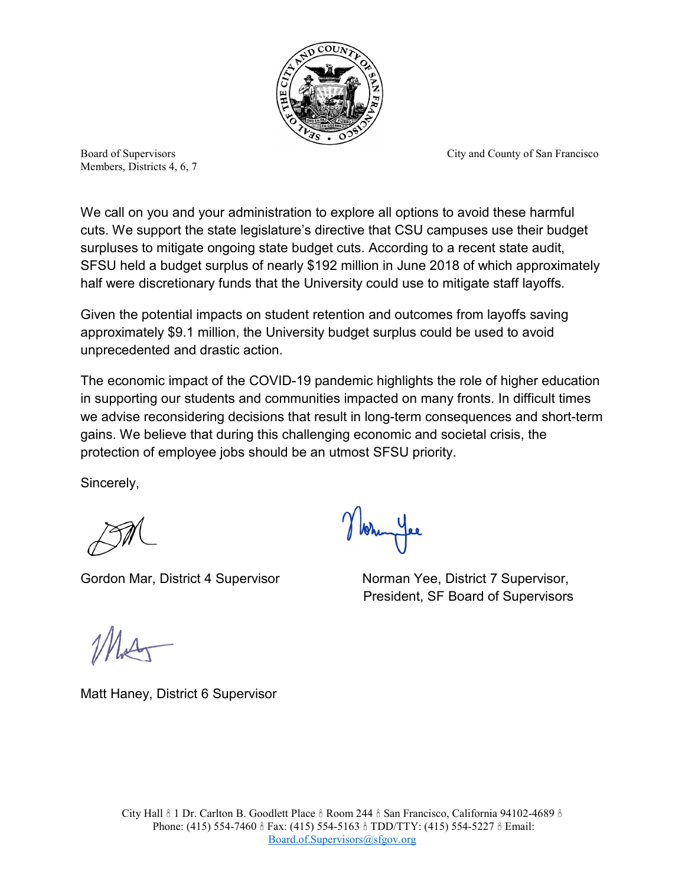Board of Supervisors
Members, Districts 4, 6, 7

City and County of San Francisco

We call on you and your administration to explore all options to avoid these harmful cuts. We support the state legislature's directive that CSU campuses use their budget surpluses to mitigate ongoing state budget cuts. According to a recent state audit, SFSU held a budget surplus of nearly $192 million in June 2018 of which approximately half were discretionary funds that the University could use to mitigate staff layoffs.

Given the potential impacts on student retention and outcomes from layoffs saving approximately $9.1 million, the University budget surplus could be used to avoid unprecedented and drastic action.

The economic impact of the COVID-19 pandemic highlights the role of higher education in supporting our students and communities impacted on many fronts. In difficult times we advise reconsidering decisions that result in long-term consequences and short-term gains. We believe that during this challenging economic and societal crisis, the protection of employee jobs should be an utmost SFSU priority.

Sincerely,

Gordon Mar, District 4 Supervisor

Norman Yee, District 7 Supervisor,
President, SF Board of Supervisors

Matt Haney, District 6 Supervisor

City Hall • 1 Dr. Carlton B. Goodlett Place • Room 244 • San Francisco, California 94102-4689 •
Phone: (415) 554-7460 • Fax: (415) 554-5163 • TDD/TTY: (415) 554-5227 • Email:
Board.of.Supervisors@sfgov.org